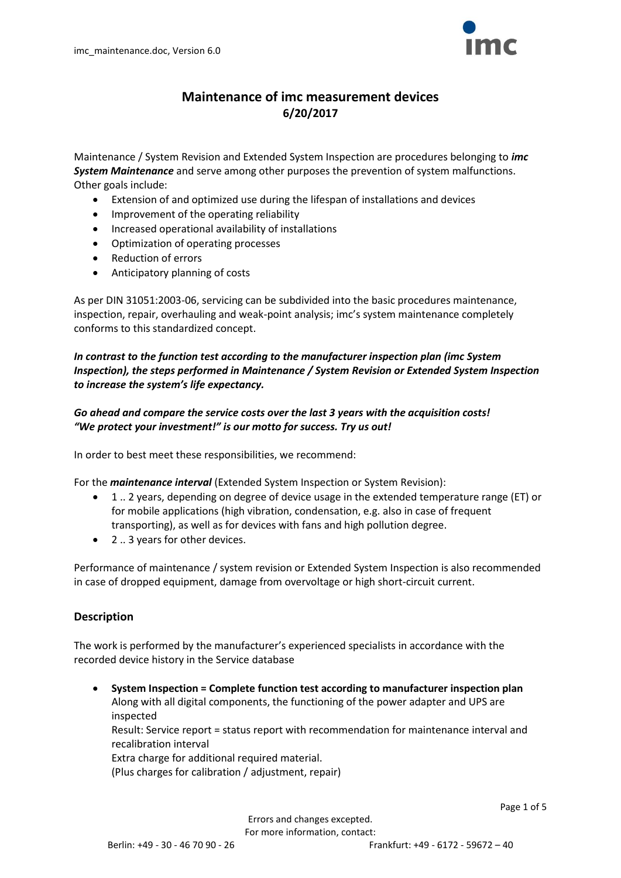# Maintenance of imc measurement devices
**6/20/2017**

Maintenance / System Revision and Extended System Inspection are procedures belonging to ***imc System Maintenance*** and serve among other purposes the prevention of system malfunctions. Other goals include:

- Extension of and optimized use during the lifespan of installations and devices
- Improvement of the operating reliability
- Increased operational availability of installations
- Optimization of operating processes
- Reduction of errors
- Anticipatory planning of costs

As per DIN 31051:2003-06, servicing can be subdivided into the basic procedures maintenance, inspection, repair, overhauling and weak-point analysis; imc's system maintenance completely conforms to this standardized concept.

***In contrast to the function test according to the manufacturer inspection plan (imc System Inspection), the steps performed in Maintenance / System Revision or Extended System Inspection to increase the system's life expectancy.***

***Go ahead and compare the service costs over the last 3 years with the acquisition costs! "We protect your investment!" is our motto for success. Try us out!***

In order to best meet these responsibilities, we recommend:

For the ***maintenance interval*** (Extended System Inspection or System Revision):

- 1 .. 2 years, depending on degree of device usage in the extended temperature range (ET) or for mobile applications (high vibration, condensation, e.g. also in case of frequent transporting), as well as for devices with fans and high pollution degree.
- 2 .. 3 years for other devices.

Performance of maintenance / system revision or Extended System Inspection is also recommended in case of dropped equipment, damage from overvoltage or high short-circuit current.

## Description

The work is performed by the manufacturer's experienced specialists in accordance with the recorded device history in the Service database

- **System Inspection = Complete function test according to manufacturer inspection plan**
  Along with all digital components, the functioning of the power adapter and UPS are inspected
  Result: Service report = status report with recommendation for maintenance interval and recalibration interval
  Extra charge for additional required material.
  (Plus charges for calibration / adjustment, repair)

Errors and changes excepted.
For more information, contact:
Berlin: +49 - 30 - 46 70 90 - 26 Frankfurt: +49 - 6172 - 59672 – 40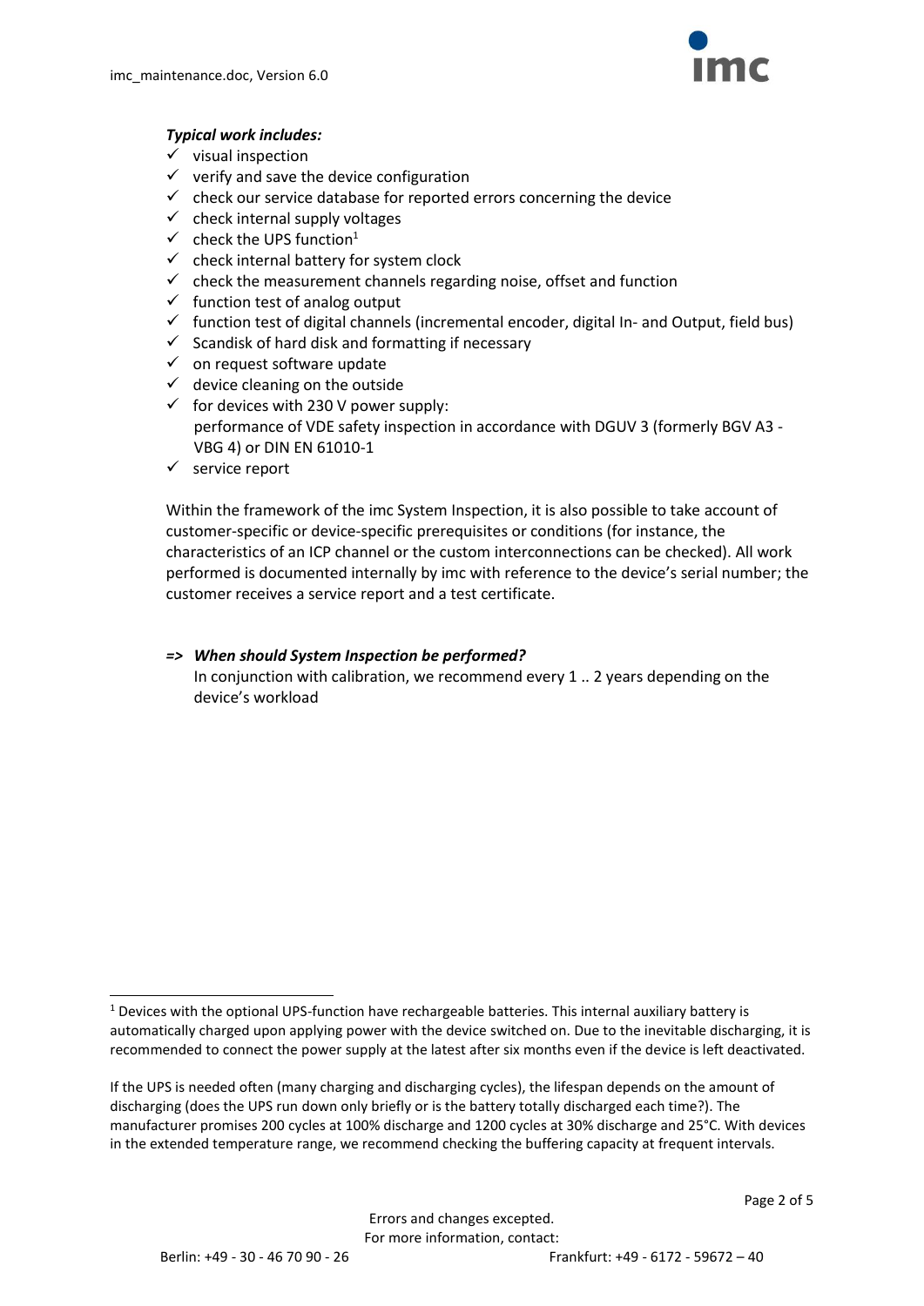***Typical work includes:***

- ✓ visual inspection
- ✓ verify and save the device configuration
- ✓ check our service database for reported errors concerning the device
- ✓ check internal supply voltages
- ✓ check the UPS function[1]
- ✓ check internal battery for system clock
- ✓ check the measurement channels regarding noise, offset and function
- ✓ function test of analog output
- ✓ function test of digital channels (incremental encoder, digital In- and Output, field bus)
- ✓ Scandisk of hard disk and formatting if necessary
- ✓ on request software update
- ✓ device cleaning on the outside
- ✓ for devices with 230 V power supply:
  performance of VDE safety inspection in accordance with DGUV 3 (formerly BGV A3 - VBG 4) or DIN EN 61010-1
- ✓ service report

Within the framework of the imc System Inspection, it is also possible to take account of customer-specific or device-specific prerequisites or conditions (for instance, the characteristics of an ICP channel or the custom interconnections can be checked). All work performed is documented internally by imc with reference to the device's serial number; the customer receives a service report and a test certificate.

***=> When should System Inspection be performed?***

In conjunction with calibration, we recommend every 1 .. 2 years depending on the device's workload

---

[1] Devices with the optional UPS-function have rechargeable batteries. This internal auxiliary battery is automatically charged upon applying power with the device switched on. Due to the inevitable discharging, it is recommended to connect the power supply at the latest after six months even if the device is left deactivated.

If the UPS is needed often (many charging and discharging cycles), the lifespan depends on the amount of discharging (does the UPS run down only briefly or is the battery totally discharged each time?). The manufacturer promises 200 cycles at 100% discharge and 1200 cycles at 30% discharge and 25°C. With devices in the extended temperature range, we recommend checking the buffering capacity at frequent intervals.

Errors and changes excepted.
For more information, contact:
Berlin: +49 - 30 - 46 70 90 - 26 Frankfurt: +49 - 6172 - 59672 – 40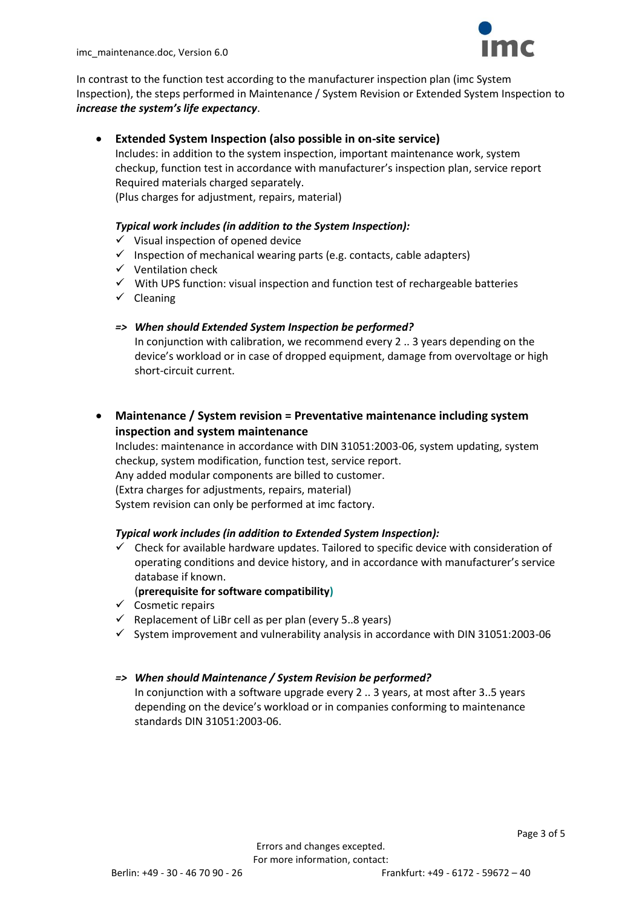In contrast to the function test according to the manufacturer inspection plan (imc System Inspection), the steps performed in Maintenance / System Revision or Extended System Inspection to ***increase the system's life expectancy***.

- **Extended System Inspection (also possible in on-site service)**
  Includes: in addition to the system inspection, important maintenance work, system checkup, function test in accordance with manufacturer's inspection plan, service report
  Required materials charged separately.
  (Plus charges for adjustment, repairs, material)

  ***Typical work includes (in addition to the System Inspection):***
  - ✓ Visual inspection of opened device
  - ✓ Inspection of mechanical wearing parts (e.g. contacts, cable adapters)
  - ✓ Ventilation check
  - ✓ With UPS function: visual inspection and function test of rechargeable batteries
  - ✓ Cleaning

  ***=> When should Extended System Inspection be performed?***
  In conjunction with calibration, we recommend every 2 .. 3 years depending on the device's workload or in case of dropped equipment, damage from overvoltage or high short-circuit current.

- **Maintenance / System revision = Preventative maintenance including system inspection and system maintenance**
  Includes: maintenance in accordance with DIN 31051:2003-06, system updating, system checkup, system modification, function test, service report.
  Any added modular components are billed to customer.
  (Extra charges for adjustments, repairs, material)
  System revision can only be performed at imc factory.

  ***Typical work includes (in addition to Extended System Inspection):***
  - ✓ Check for available hardware updates. Tailored to specific device with consideration of operating conditions and device history, and in accordance with manufacturer's service database if known.
    (**prerequisite for software compatibility**)
  - ✓ Cosmetic repairs
  - ✓ Replacement of LiBr cell as per plan (every 5..8 years)
  - ✓ System improvement and vulnerability analysis in accordance with DIN 31051:2003-06

  ***=> When should Maintenance / System Revision be performed?***
  In conjunction with a software upgrade every 2 .. 3 years, at most after 3..5 years depending on the device's workload or in companies conforming to maintenance standards DIN 31051:2003-06.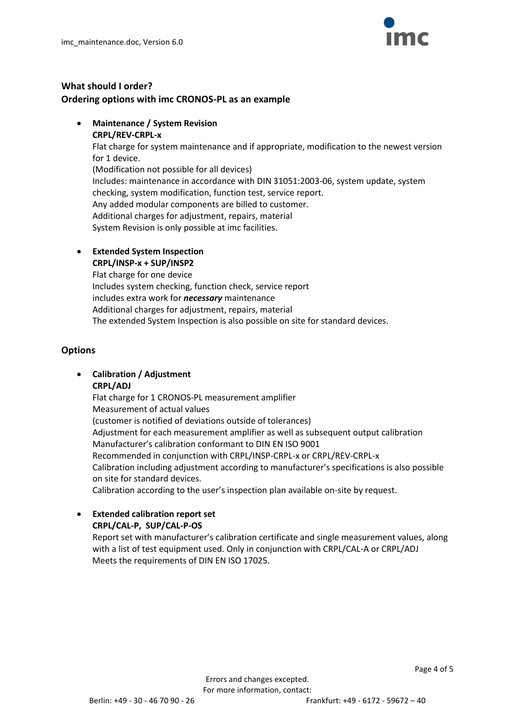**What should I order?**
**Ordering options with imc CRONOS-PL as an example**

- **Maintenance / System Revision**
  **CRPL/REV-CRPL-x**
  Flat charge for system maintenance and if appropriate, modification to the newest version for 1 device.
  (Modification not possible for all devices)
  Includes: maintenance in accordance with DIN 31051:2003-06, system update, system checking, system modification, function test, service report.
  Any added modular components are billed to customer.
  Additional charges for adjustment, repairs, material
  System Revision is only possible at imc facilities.

- **Extended System Inspection**
  **CRPL/INSP-x + SUP/INSP2**
  Flat charge for one device
  Includes system checking, function check, service report
  includes extra work for ***necessary*** maintenance
  Additional charges for adjustment, repairs, material
  The extended System Inspection is also possible on site for standard devices.

## Options

- **Calibration / Adjustment**
  **CRPL/ADJ**
  Flat charge for 1 CRONOS-PL measurement amplifier
  Measurement of actual values
  (customer is notified of deviations outside of tolerances)
  Adjustment for each measurement amplifier as well as subsequent output calibration
  Manufacturer's calibration conformant to DIN EN ISO 9001
  Recommended in conjunction with CRPL/INSP-CRPL-x or CRPL/REV-CRPL-x
  Calibration including adjustment according to manufacturer's specifications is also possible on site for standard devices.
  Calibration according to the user's inspection plan available on-site by request.

- **Extended calibration report set**
  **CRPL/CAL-P, SUP/CAL-P-OS**
  Report set with manufacturer's calibration certificate and single measurement values, along with a list of test equipment used. Only in conjunction with CRPL/CAL-A or CRPL/ADJ
  Meets the requirements of DIN EN ISO 17025.

Errors and changes excepted.
For more information, contact:
Berlin: +49 - 30 - 46 70 90 - 26 Frankfurt: +49 - 6172 - 59672 – 40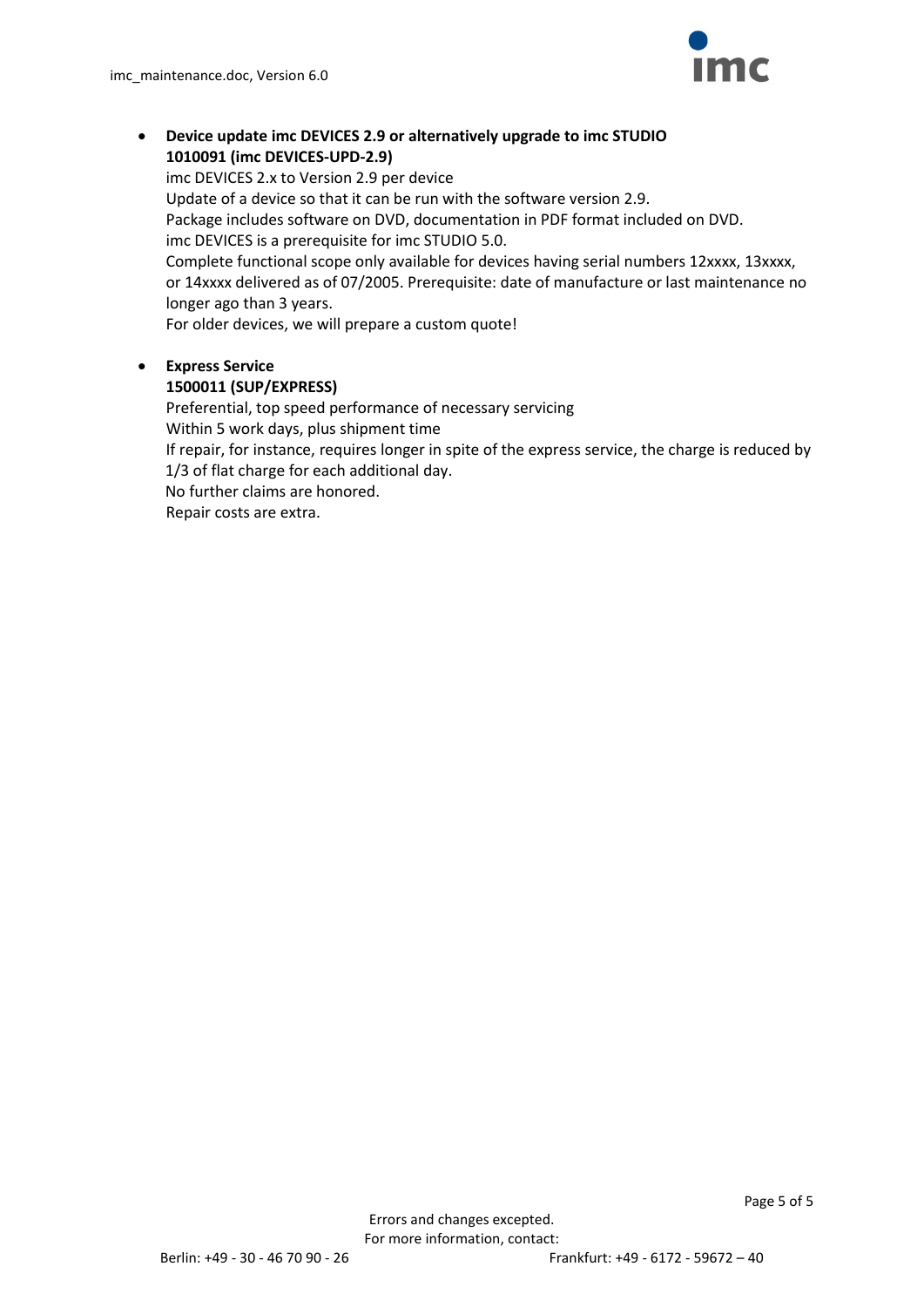- **Device update imc DEVICES 2.9 or alternatively upgrade to imc STUDIO**
  **1010091 (imc DEVICES-UPD-2.9)**
  imc DEVICES 2.x to Version 2.9 per device
  Update of a device so that it can be run with the software version 2.9.
  Package includes software on DVD, documentation in PDF format included on DVD.
  imc DEVICES is a prerequisite for imc STUDIO 5.0.
  Complete functional scope only available for devices having serial numbers 12xxxx, 13xxxx, or 14xxxx delivered as of 07/2005. Prerequisite: date of manufacture or last maintenance no longer ago than 3 years.
  For older devices, we will prepare a custom quote!

- **Express Service**
  **1500011 (SUP/EXPRESS)**
  Preferential, top speed performance of necessary servicing
  Within 5 work days, plus shipment time
  If repair, for instance, requires longer in spite of the express service, the charge is reduced by 1/3 of flat charge for each additional day.
  No further claims are honored.
  Repair costs are extra.

Errors and changes excepted.
For more information, contact:
Berlin: +49 - 30 - 46 70 90 - 26 Frankfurt: +49 - 6172 - 59672 – 40